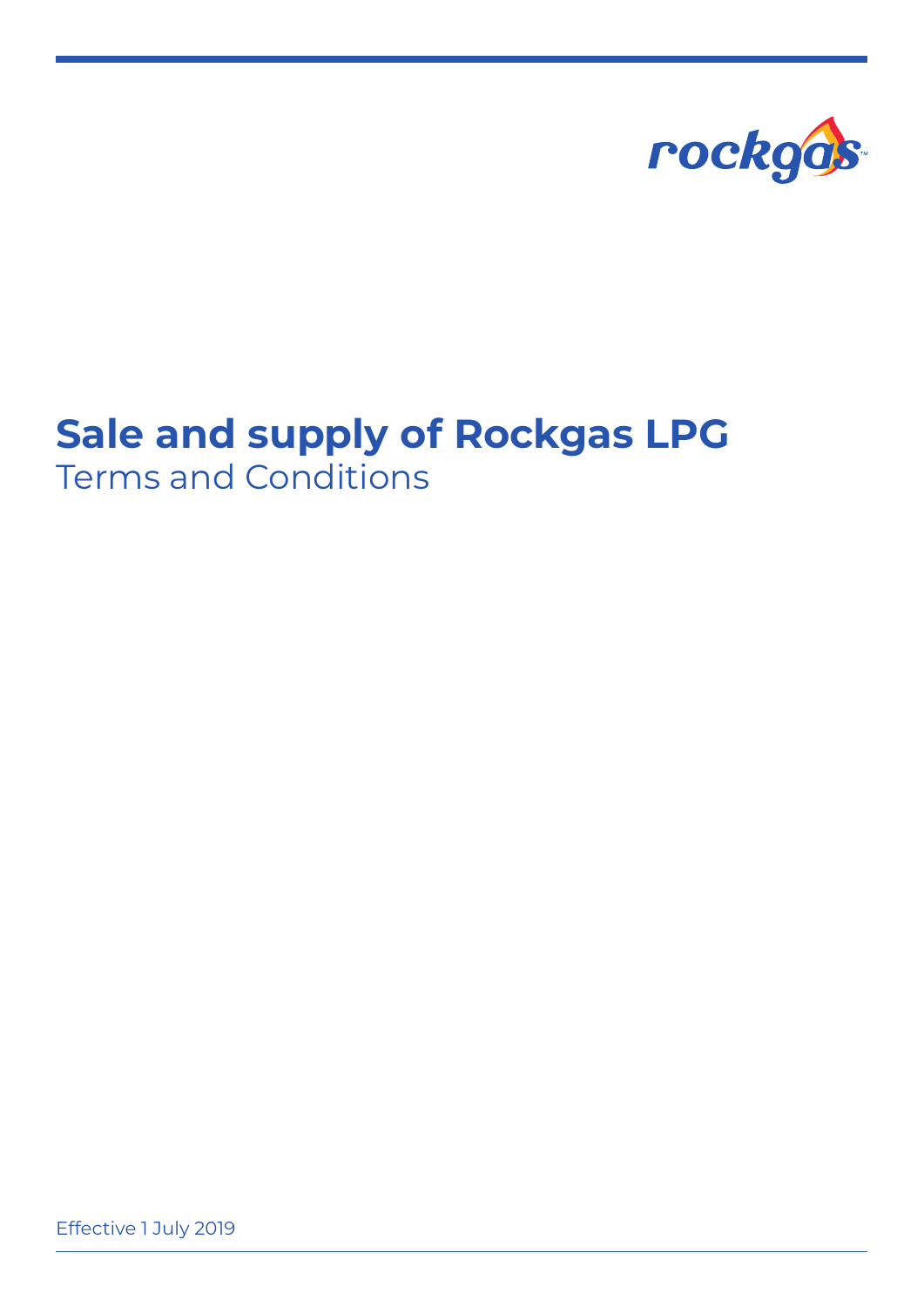rockgas

# Sale and supply of Rockgas LPG

Terms and Conditions

Effective 1 July 2019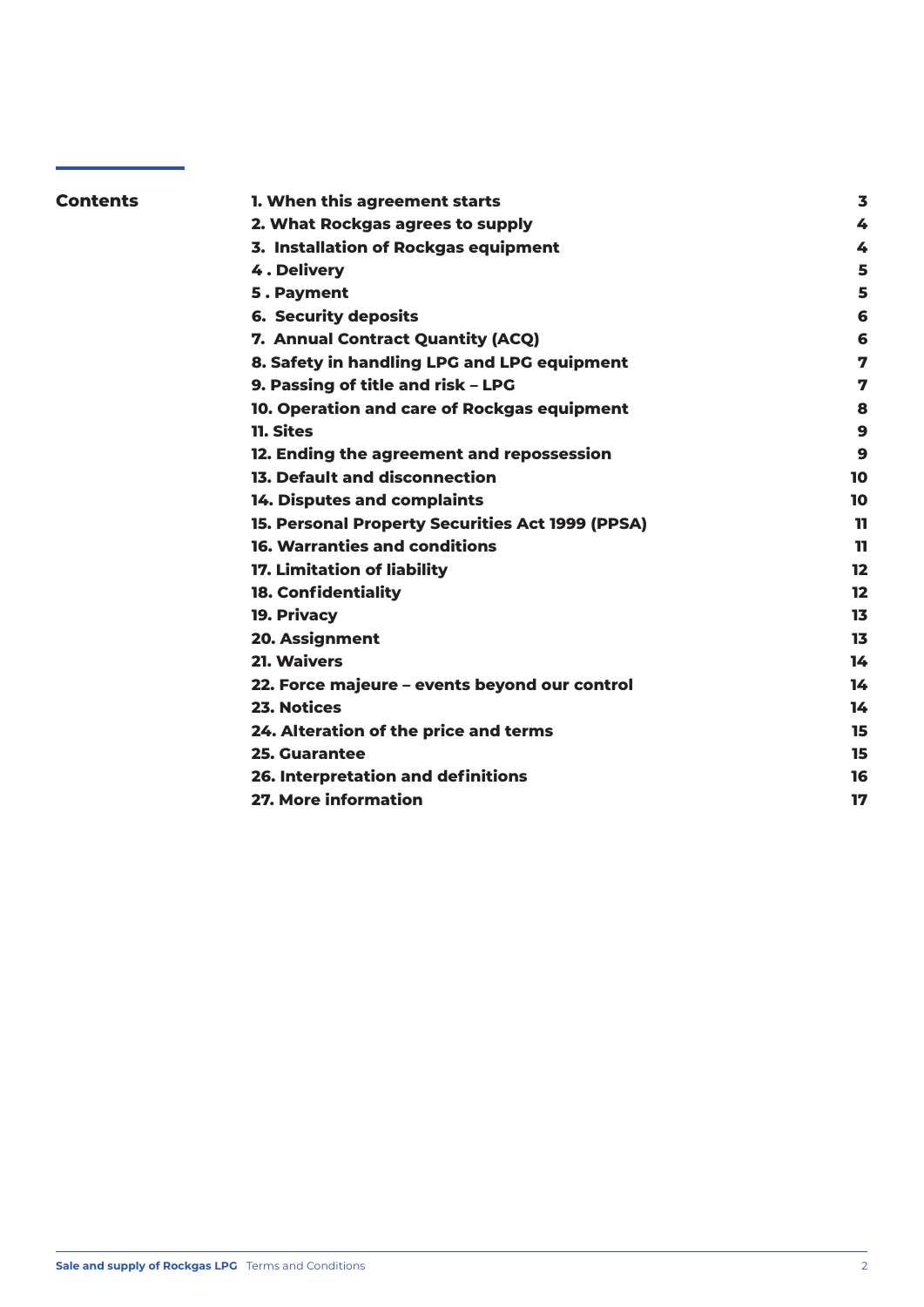## Contents

| | |
|---|---|
| **1. When this agreement starts** | **3** |
| **2. What Rockgas agrees to supply** | **4** |
| **3. Installation of Rockgas equipment** | **4** |
| **4 . Delivery** | **5** |
| **5 . Payment** | **5** |
| **6. Security deposits** | **6** |
| **7. Annual Contract Quantity (ACQ)** | **6** |
| **8. Safety in handling LPG and LPG equipment** | **7** |
| **9. Passing of title and risk – LPG** | **7** |
| **10. Operation and care of Rockgas equipment** | **8** |
| **11. Sites** | **9** |
| **12. Ending the agreement and repossession** | **9** |
| **13. Default and disconnection** | **10** |
| **14. Disputes and complaints** | **10** |
| **15. Personal Property Securities Act 1999 (PPSA)** | **11** |
| **16. Warranties and conditions** | **11** |
| **17. Limitation of liability** | **12** |
| **18. Confidentiality** | **12** |
| **19. Privacy** | **13** |
| **20. Assignment** | **13** |
| **21. Waivers** | **14** |
| **22. Force majeure – events beyond our control** | **14** |
| **23. Notices** | **14** |
| **24. Alteration of the price and terms** | **15** |
| **25. Guarantee** | **15** |
| **26. Interpretation and definitions** | **16** |
| **27. More information** | **17** |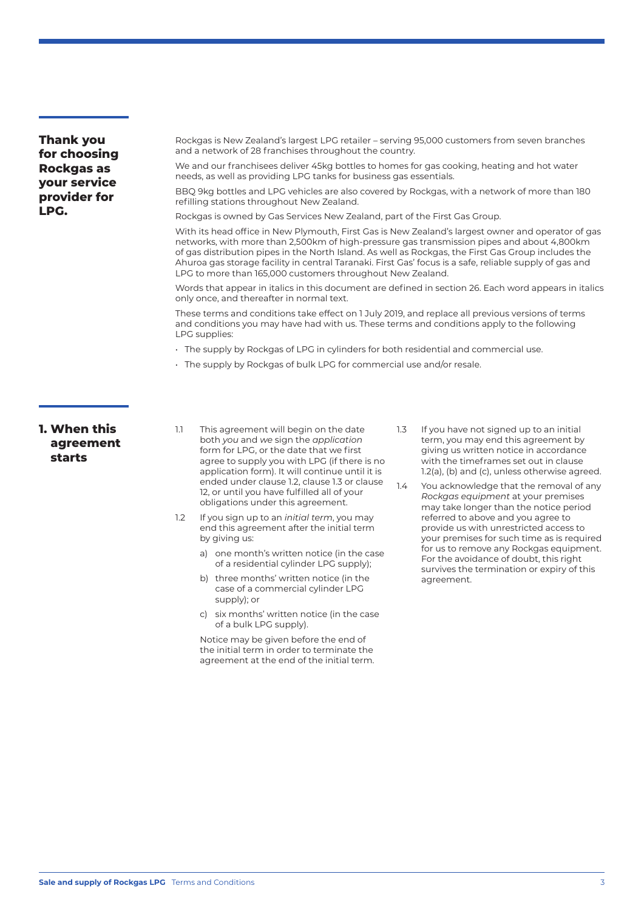## Thank you for choosing Rockgas as your service provider for LPG.

Rockgas is New Zealand's largest LPG retailer – serving 95,000 customers from seven branches and a network of 28 franchises throughout the country.

We and our franchisees deliver 45kg bottles to homes for gas cooking, heating and hot water needs, as well as providing LPG tanks for business gas essentials.

BBQ 9kg bottles and LPG vehicles are also covered by Rockgas, with a network of more than 180 refilling stations throughout New Zealand.

Rockgas is owned by Gas Services New Zealand, part of the First Gas Group.

With its head office in New Plymouth, First Gas is New Zealand's largest owner and operator of gas networks, with more than 2,500km of high-pressure gas transmission pipes and about 4,800km of gas distribution pipes in the North Island. As well as Rockgas, the First Gas Group includes the Ahuroa gas storage facility in central Taranaki. First Gas' focus is a safe, reliable supply of gas and LPG to more than 165,000 customers throughout New Zealand.

Words that appear in italics in this document are defined in section 26. Each word appears in italics only once, and thereafter in normal text.

These terms and conditions take effect on 1 July 2019, and replace all previous versions of terms and conditions you may have had with us. These terms and conditions apply to the following LPG supplies:

- The supply by Rockgas of LPG in cylinders for both residential and commercial use.
- The supply by Rockgas of bulk LPG for commercial use and/or resale.

## 1. When this agreement starts

1.1 This agreement will begin on the date both *you* and *we* sign the *application* form for LPG, or the date that we first agree to supply you with LPG (if there is no application form). It will continue until it is ended under clause 1.2, clause 1.3 or clause 12, or until you have fulfilled all of your obligations under this agreement.

1.2 If you sign up to an *initial term*, you may end this agreement after the initial term by giving us:

a) one month's written notice (in the case of a residential cylinder LPG supply);

b) three months' written notice (in the case of a commercial cylinder LPG supply); or

c) six months' written notice (in the case of a bulk LPG supply).

Notice may be given before the end of the initial term in order to terminate the agreement at the end of the initial term.

1.3 If you have not signed up to an initial term, you may end this agreement by giving us written notice in accordance with the timeframes set out in clause 1.2(a), (b) and (c), unless otherwise agreed.

1.4 You acknowledge that the removal of any *Rockgas equipment* at your premises may take longer than the notice period referred to above and you agree to provide us with unrestricted access to your premises for such time as is required for us to remove any Rockgas equipment. For the avoidance of doubt, this right survives the termination or expiry of this agreement.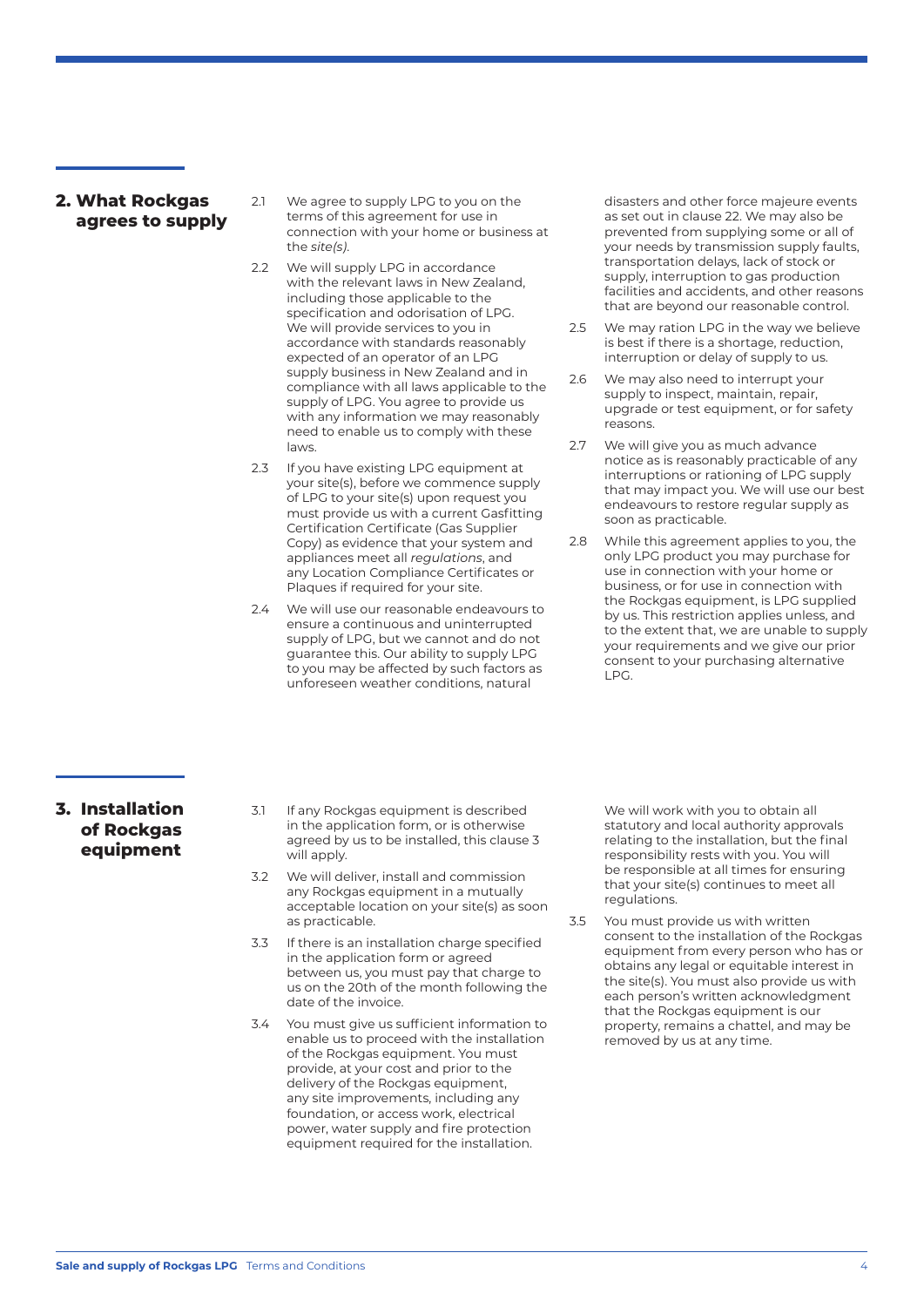## 2. What Rockgas agrees to supply

2.1 We agree to supply LPG to you on the terms of this agreement for use in connection with your home or business at the *site(s)*.

2.2 We will supply LPG in accordance with the relevant laws in New Zealand, including those applicable to the specification and odorisation of LPG. We will provide services to you in accordance with standards reasonably expected of an operator of an LPG supply business in New Zealand and in compliance with all laws applicable to the supply of LPG. You agree to provide us with any information we may reasonably need to enable us to comply with these laws.

2.3 If you have existing LPG equipment at your site(s), before we commence supply of LPG to your site(s) upon request you must provide us with a current Gasfitting Certification Certificate (Gas Supplier Copy) as evidence that your system and appliances meet all *regulations*, and any Location Compliance Certificates or Plaques if required for your site.

2.4 We will use our reasonable endeavours to ensure a continuous and uninterrupted supply of LPG, but we cannot and do not guarantee this. Our ability to supply LPG to you may be affected by such factors as unforeseen weather conditions, natural disasters and other force majeure events as set out in clause 22. We may also be prevented from supplying some or all of your needs by transmission supply faults, transportation delays, lack of stock or supply, interruption to gas production facilities and accidents, and other reasons that are beyond our reasonable control.

2.5 We may ration LPG in the way we believe is best if there is a shortage, reduction, interruption or delay of supply to us.

2.6 We may also need to interrupt your supply to inspect, maintain, repair, upgrade or test equipment, or for safety reasons.

2.7 We will give you as much advance notice as is reasonably practicable of any interruptions or rationing of LPG supply that may impact you. We will use our best endeavours to restore regular supply as soon as practicable.

2.8 While this agreement applies to you, the only LPG product you may purchase for use in connection with your home or business, or for use in connection with the Rockgas equipment, is LPG supplied by us. This restriction applies unless, and to the extent that, we are unable to supply your requirements and we give our prior consent to your purchasing alternative LPG.

## 3. Installation of Rockgas equipment

3.1 If any Rockgas equipment is described in the application form, or is otherwise agreed by us to be installed, this clause 3 will apply.

3.2 We will deliver, install and commission any Rockgas equipment in a mutually acceptable location on your site(s) as soon as practicable.

3.3 If there is an installation charge specified in the application form or agreed between us, you must pay that charge to us on the 20th of the month following the date of the invoice.

3.4 You must give us sufficient information to enable us to proceed with the installation of the Rockgas equipment. You must provide, at your cost and prior to the delivery of the Rockgas equipment, any site improvements, including any foundation, or access work, electrical power, water supply and fire protection equipment required for the installation. We will work with you to obtain all statutory and local authority approvals relating to the installation, but the final responsibility rests with you. You will be responsible at all times for ensuring that your site(s) continues to meet all regulations.

3.5 You must provide us with written consent to the installation of the Rockgas equipment from every person who has or obtains any legal or equitable interest in the site(s). You must also provide us with each person's written acknowledgment that the Rockgas equipment is our property, remains a chattel, and may be removed by us at any time.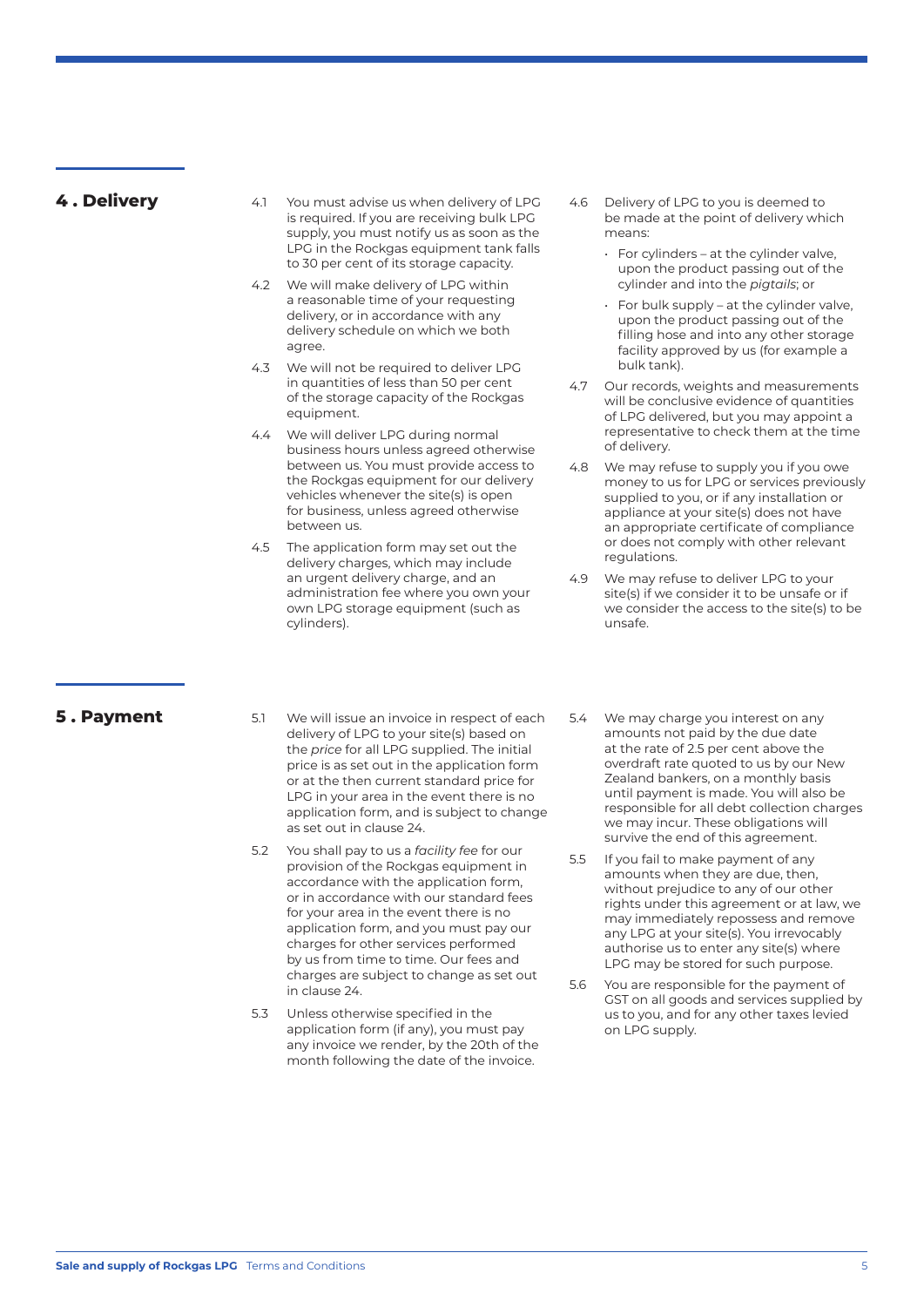## 4. Delivery

4.1 You must advise us when delivery of LPG is required. If you are receiving bulk LPG supply, you must notify us as soon as the LPG in the Rockgas equipment tank falls to 30 per cent of its storage capacity.

4.2 We will make delivery of LPG within a reasonable time of your requesting delivery, or in accordance with any delivery schedule on which we both agree.

4.3 We will not be required to deliver LPG in quantities of less than 50 per cent of the storage capacity of the Rockgas equipment.

4.4 We will deliver LPG during normal business hours unless agreed otherwise between us. You must provide access to the Rockgas equipment for our delivery vehicles whenever the site(s) is open for business, unless agreed otherwise between us.

4.5 The application form may set out the delivery charges, which may include an urgent delivery charge, and an administration fee where you own your own LPG storage equipment (such as cylinders).

4.6 Delivery of LPG to you is deemed to be made at the point of delivery which means:

- For cylinders – at the cylinder valve, upon the product passing out of the cylinder and into the *pigtails*; or
- For bulk supply – at the cylinder valve, upon the product passing out of the filling hose and into any other storage facility approved by us (for example a bulk tank).

4.7 Our records, weights and measurements will be conclusive evidence of quantities of LPG delivered, but you may appoint a representative to check them at the time of delivery.

4.8 We may refuse to supply you if you owe money to us for LPG or services previously supplied to you, or if any installation or appliance at your site(s) does not have an appropriate certificate of compliance or does not comply with other relevant regulations.

4.9 We may refuse to deliver LPG to your site(s) if we consider it to be unsafe or if we consider the access to the site(s) to be unsafe.

## 5. Payment

5.1 We will issue an invoice in respect of each delivery of LPG to your site(s) based on the *price* for all LPG supplied. The initial price is as set out in the application form or at the then current standard price for LPG in your area in the event there is no application form, and is subject to change as set out in clause 24.

5.2 You shall pay to us a *facility fee* for our provision of the Rockgas equipment in accordance with the application form, or in accordance with our standard fees for your area in the event there is no application form, and you must pay our charges for other services performed by us from time to time. Our fees and charges are subject to change as set out in clause 24.

5.3 Unless otherwise specified in the application form (if any), you must pay any invoice we render, by the 20th of the month following the date of the invoice.

5.4 We may charge you interest on any amounts not paid by the due date at the rate of 2.5 per cent above the overdraft rate quoted to us by our New Zealand bankers, on a monthly basis until payment is made. You will also be responsible for all debt collection charges we may incur. These obligations will survive the end of this agreement.

5.5 If you fail to make payment of any amounts when they are due, then, without prejudice to any of our other rights under this agreement or at law, we may immediately repossess and remove any LPG at your site(s). You irrevocably authorise us to enter any site(s) where LPG may be stored for such purpose.

5.6 You are responsible for the payment of GST on all goods and services supplied by us to you, and for any other taxes levied on LPG supply.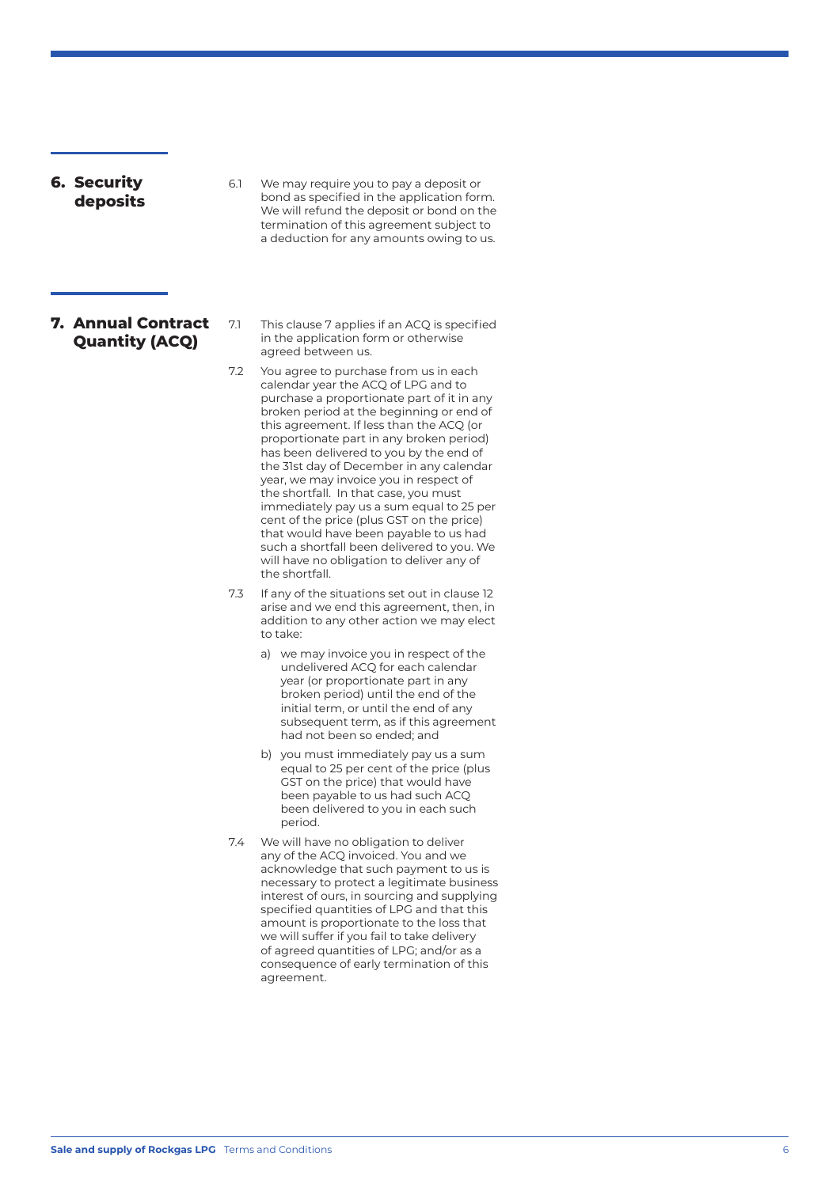## 6. Security deposits

6.1 We may require you to pay a deposit or bond as specified in the application form. We will refund the deposit or bond on the termination of this agreement subject to a deduction for any amounts owing to us.

## 7. Annual Contract Quantity (ACQ)

7.1 This clause 7 applies if an ACQ is specified in the application form or otherwise agreed between us.

7.2 You agree to purchase from us in each calendar year the ACQ of LPG and to purchase a proportionate part of it in any broken period at the beginning or end of this agreement. If less than the ACQ (or proportionate part in any broken period) has been delivered to you by the end of the 31st day of December in any calendar year, we may invoice you in respect of the shortfall. In that case, you must immediately pay us a sum equal to 25 per cent of the price (plus GST on the price) that would have been payable to us had such a shortfall been delivered to you. We will have no obligation to deliver any of the shortfall.

7.3 If any of the situations set out in clause 12 arise and we end this agreement, then, in addition to any other action we may elect to take:

a) we may invoice you in respect of the undelivered ACQ for each calendar year (or proportionate part in any broken period) until the end of the initial term, or until the end of any subsequent term, as if this agreement had not been so ended; and

b) you must immediately pay us a sum equal to 25 per cent of the price (plus GST on the price) that would have been payable to us had such ACQ been delivered to you in each such period.

7.4 We will have no obligation to deliver any of the ACQ invoiced. You and we acknowledge that such payment to us is necessary to protect a legitimate business interest of ours, in sourcing and supplying specified quantities of LPG and that this amount is proportionate to the loss that we will suffer if you fail to take delivery of agreed quantities of LPG; and/or as a consequence of early termination of this agreement.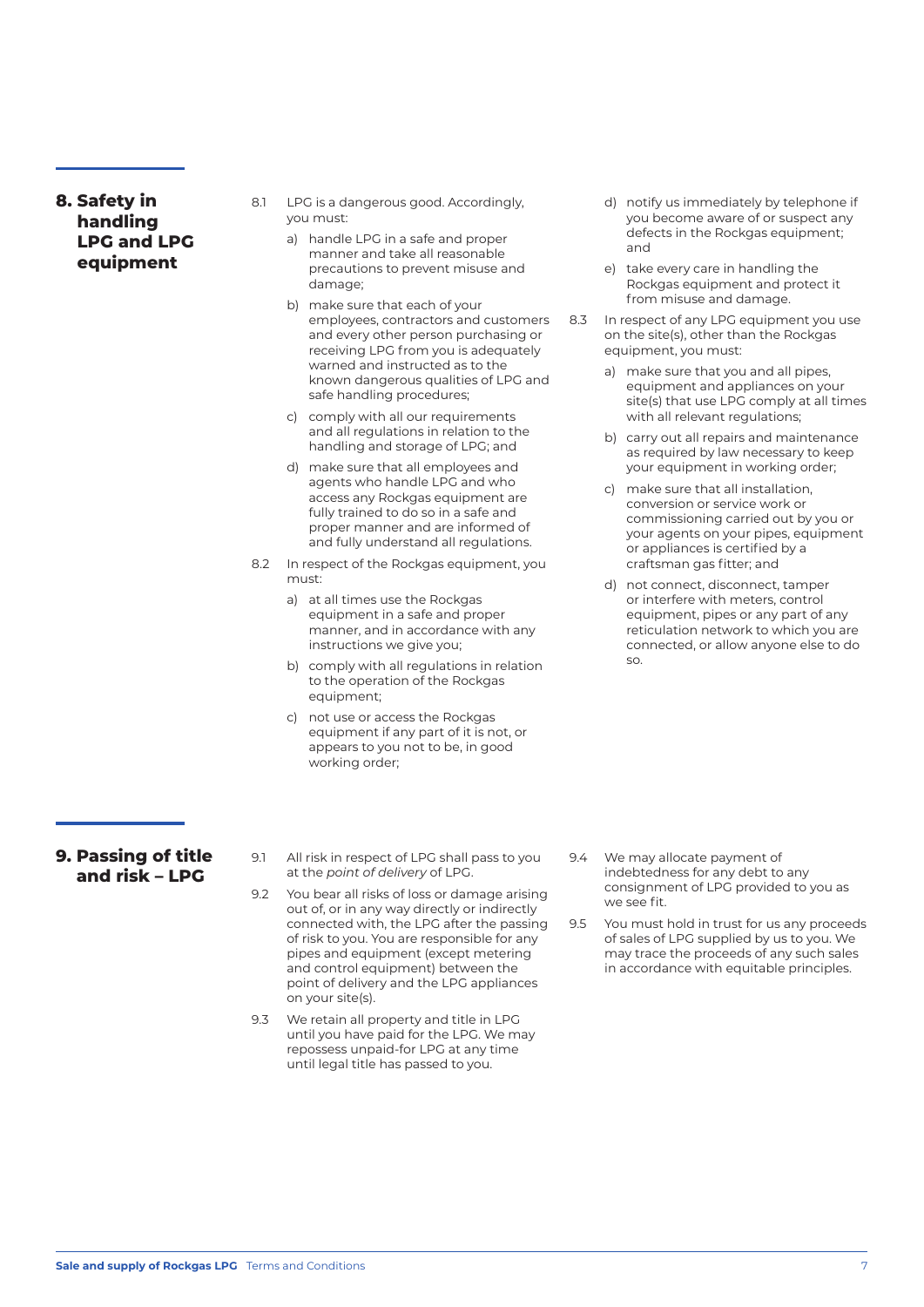## 8. Safety in handling LPG and LPG equipment

8.1 LPG is a dangerous good. Accordingly, you must:

a) handle LPG in a safe and proper manner and take all reasonable precautions to prevent misuse and damage;

b) make sure that each of your employees, contractors and customers and every other person purchasing or receiving LPG from you is adequately warned and instructed as to the known dangerous qualities of LPG and safe handling procedures;

c) comply with all our requirements and all regulations in relation to the handling and storage of LPG; and

d) make sure that all employees and agents who handle LPG and who access any Rockgas equipment are fully trained to do so in a safe and proper manner and are informed of and fully understand all regulations.

8.2 In respect of the Rockgas equipment, you must:

a) at all times use the Rockgas equipment in a safe and proper manner, and in accordance with any instructions we give you;

b) comply with all regulations in relation to the operation of the Rockgas equipment;

c) not use or access the Rockgas equipment if any part of it is not, or appears to you not to be, in good working order;

d) notify us immediately by telephone if you become aware of or suspect any defects in the Rockgas equipment; and

e) take every care in handling the Rockgas equipment and protect it from misuse and damage.

8.3 In respect of any LPG equipment you use on the site(s), other than the Rockgas equipment, you must:

a) make sure that you and all pipes, equipment and appliances on your site(s) that use LPG comply at all times with all relevant regulations;

b) carry out all repairs and maintenance as required by law necessary to keep your equipment in working order;

c) make sure that all installation, conversion or service work or commissioning carried out by you or your agents on your pipes, equipment or appliances is certified by a craftsman gas fitter; and

d) not connect, disconnect, tamper or interfere with meters, control equipment, pipes or any part of any reticulation network to which you are connected, or allow anyone else to do so.

## 9. Passing of title and risk – LPG

9.1 All risk in respect of LPG shall pass to you at the *point of delivery* of LPG.

9.2 You bear all risks of loss or damage arising out of, or in any way directly or indirectly connected with, the LPG after the passing of risk to you. You are responsible for any pipes and equipment (except metering and control equipment) between the point of delivery and the LPG appliances on your site(s).

9.3 We retain all property and title in LPG until you have paid for the LPG. We may repossess unpaid-for LPG at any time until legal title has passed to you.

9.4 We may allocate payment of indebtedness for any debt to any consignment of LPG provided to you as we see fit.

9.5 You must hold in trust for us any proceeds of sales of LPG supplied by us to you. We may trace the proceeds of any such sales in accordance with equitable principles.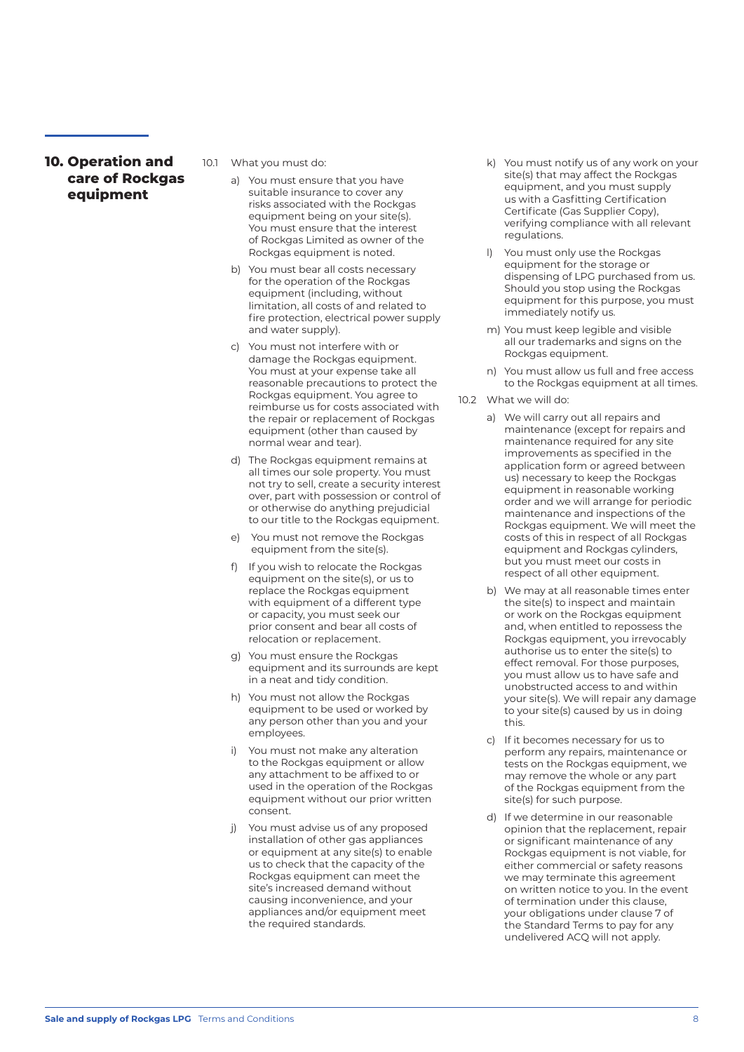## 10. Operation and care of Rockgas equipment

10.1 What you must do:

a) You must ensure that you have suitable insurance to cover any risks associated with the Rockgas equipment being on your site(s). You must ensure that the interest of Rockgas Limited as owner of the Rockgas equipment is noted.

b) You must bear all costs necessary for the operation of the Rockgas equipment (including, without limitation, all costs of and related to fire protection, electrical power supply and water supply).

c) You must not interfere with or damage the Rockgas equipment. You must at your expense take all reasonable precautions to protect the Rockgas equipment. You agree to reimburse us for costs associated with the repair or replacement of Rockgas equipment (other than caused by normal wear and tear).

d) The Rockgas equipment remains at all times our sole property. You must not try to sell, create a security interest over, part with possession or control of or otherwise do anything prejudicial to our title to the Rockgas equipment.

e) You must not remove the Rockgas equipment from the site(s).

f) If you wish to relocate the Rockgas equipment on the site(s), or us to replace the Rockgas equipment with equipment of a different type or capacity, you must seek our prior consent and bear all costs of relocation or replacement.

g) You must ensure the Rockgas equipment and its surrounds are kept in a neat and tidy condition.

h) You must not allow the Rockgas equipment to be used or worked by any person other than you and your employees.

i) You must not make any alteration to the Rockgas equipment or allow any attachment to be affixed to or used in the operation of the Rockgas equipment without our prior written consent.

j) You must advise us of any proposed installation of other gas appliances or equipment at any site(s) to enable us to check that the capacity of the Rockgas equipment can meet the site's increased demand without causing inconvenience, and your appliances and/or equipment meet the required standards.

k) You must notify us of any work on your site(s) that may affect the Rockgas equipment, and you must supply us with a Gasfitting Certification Certificate (Gas Supplier Copy), verifying compliance with all relevant regulations.

l) You must only use the Rockgas equipment for the storage or dispensing of LPG purchased from us. Should you stop using the Rockgas equipment for this purpose, you must immediately notify us.

m) You must keep legible and visible all our trademarks and signs on the Rockgas equipment.

n) You must allow us full and free access to the Rockgas equipment at all times.

10.2 What we will do:

a) We will carry out all repairs and maintenance (except for repairs and maintenance required for any site improvements as specified in the application form or agreed between us) necessary to keep the Rockgas equipment in reasonable working order and we will arrange for periodic maintenance and inspections of the Rockgas equipment. We will meet the costs of this in respect of all Rockgas equipment and Rockgas cylinders, but you must meet our costs in respect of all other equipment.

b) We may at all reasonable times enter the site(s) to inspect and maintain or work on the Rockgas equipment and, when entitled to repossess the Rockgas equipment, you irrevocably authorise us to enter the site(s) to effect removal. For those purposes, you must allow us to have safe and unobstructed access to and within your site(s). We will repair any damage to your site(s) caused by us in doing this.

c) If it becomes necessary for us to perform any repairs, maintenance or tests on the Rockgas equipment, we may remove the whole or any part of the Rockgas equipment from the site(s) for such purpose.

d) If we determine in our reasonable opinion that the replacement, repair or significant maintenance of any Rockgas equipment is not viable, for either commercial or safety reasons we may terminate this agreement on written notice to you. In the event of termination under this clause, your obligations under clause 7 of the Standard Terms to pay for any undelivered ACQ will not apply.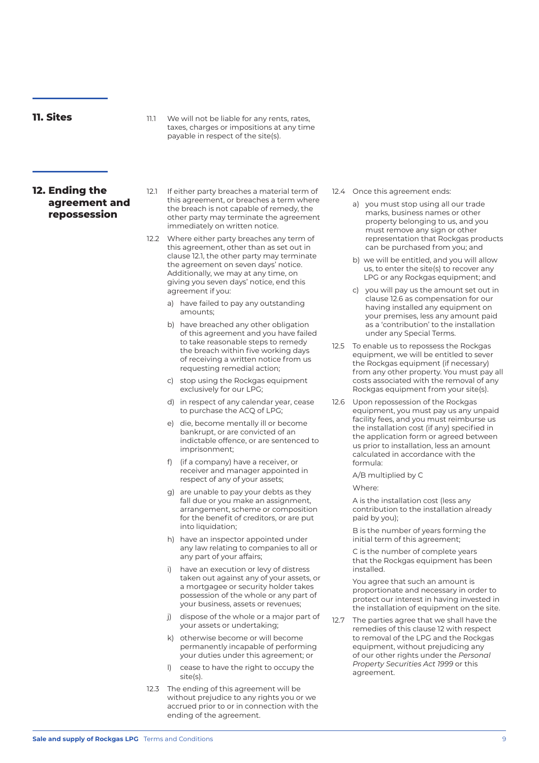## 11. Sites

11.1 We will not be liable for any rents, rates, taxes, charges or impositions at any time payable in respect of the site(s).

## 12. Ending the agreement and repossession

12.1 If either party breaches a material term of this agreement, or breaches a term where the breach is not capable of remedy, the other party may terminate the agreement immediately on written notice.

12.2 Where either party breaches any term of this agreement, other than as set out in clause 12.1, the other party may terminate the agreement on seven days' notice. Additionally, we may at any time, on giving you seven days' notice, end this agreement if you:

a) have failed to pay any outstanding amounts;

b) have breached any other obligation of this agreement and you have failed to take reasonable steps to remedy the breach within five working days of receiving a written notice from us requesting remedial action;

c) stop using the Rockgas equipment exclusively for our LPG;

d) in respect of any calendar year, cease to purchase the ACQ of LPG;

e) die, become mentally ill or become bankrupt, or are convicted of an indictable offence, or are sentenced to imprisonment;

f) (if a company) have a receiver, or receiver and manager appointed in respect of any of your assets;

g) are unable to pay your debts as they fall due or you make an assignment, arrangement, scheme or composition for the benefit of creditors, or are put into liquidation;

h) have an inspector appointed under any law relating to companies to all or any part of your affairs;

i) have an execution or levy of distress taken out against any of your assets, or a mortgagee or security holder takes possession of the whole or any part of your business, assets or revenues;

j) dispose of the whole or a major part of your assets or undertaking;

k) otherwise become or will become permanently incapable of performing your duties under this agreement; or

l) cease to have the right to occupy the site(s).

12.3 The ending of this agreement will be without prejudice to any rights you or we accrued prior to or in connection with the ending of the agreement.

12.4 Once this agreement ends:

a) you must stop using all our trade marks, business names or other property belonging to us, and you must remove any sign or other representation that Rockgas products can be purchased from you; and

b) we will be entitled, and you will allow us, to enter the site(s) to recover any LPG or any Rockgas equipment; and

c) you will pay us the amount set out in clause 12.6 as compensation for our having installed any equipment on your premises, less any amount paid as a 'contribution' to the installation under any Special Terms.

12.5 To enable us to repossess the Rockgas equipment, we will be entitled to sever the Rockgas equipment (if necessary) from any other property. You must pay all costs associated with the removal of any Rockgas equipment from your site(s).

12.6 Upon repossession of the Rockgas equipment, you must pay us any unpaid facility fees, and you must reimburse us the installation cost (if any) specified in the application form or agreed between us prior to installation, less an amount calculated in accordance with the formula:

A/B multiplied by C

Where:

A is the installation cost (less any contribution to the installation already paid by you);

B is the number of years forming the initial term of this agreement;

C is the number of complete years that the Rockgas equipment has been installed.

You agree that such an amount is proportionate and necessary in order to protect our interest in having invested in the installation of equipment on the site.

12.7 The parties agree that we shall have the remedies of this clause 12 with respect to removal of the LPG and the Rockgas equipment, without prejudicing any of our other rights under the *Personal Property Securities Act 1999* or this agreement.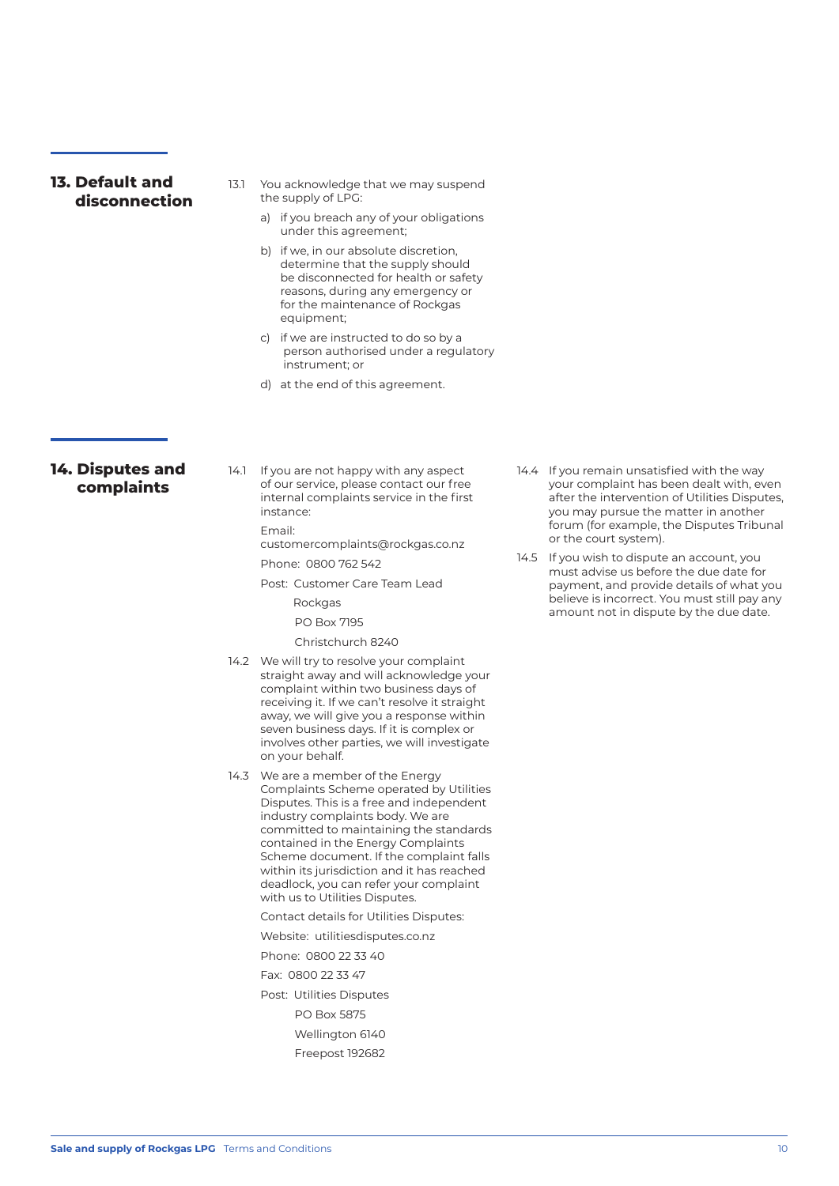## 13. Default and disconnection

13.1 You acknowledge that we may suspend the supply of LPG:

a) if you breach any of your obligations under this agreement;

b) if we, in our absolute discretion, determine that the supply should be disconnected for health or safety reasons, during any emergency or for the maintenance of Rockgas equipment;

c) if we are instructed to do so by a person authorised under a regulatory instrument; or

d) at the end of this agreement.

## 14. Disputes and complaints

14.1 If you are not happy with any aspect of our service, please contact our free internal complaints service in the first instance:

Email: customercomplaints@rockgas.co.nz

Phone: 0800 762 542

Post: Customer Care Team Lead
Rockgas
PO Box 7195
Christchurch 8240

14.2 We will try to resolve your complaint straight away and will acknowledge your complaint within two business days of receiving it. If we can't resolve it straight away, we will give you a response within seven business days. If it is complex or involves other parties, we will investigate on your behalf.

14.3 We are a member of the Energy Complaints Scheme operated by Utilities Disputes. This is a free and independent industry complaints body. We are committed to maintaining the standards contained in the Energy Complaints Scheme document. If the complaint falls within its jurisdiction and it has reached deadlock, you can refer your complaint with us to Utilities Disputes.

Contact details for Utilities Disputes:

Website: utilitiesdisputes.co.nz

Phone: 0800 22 33 40

Fax: 0800 22 33 47

Post: Utilities Disputes
PO Box 5875
Wellington 6140
Freepost 192682

14.4 If you remain unsatisfied with the way your complaint has been dealt with, even after the intervention of Utilities Disputes, you may pursue the matter in another forum (for example, the Disputes Tribunal or the court system).

14.5 If you wish to dispute an account, you must advise us before the due date for payment, and provide details of what you believe is incorrect. You must still pay any amount not in dispute by the due date.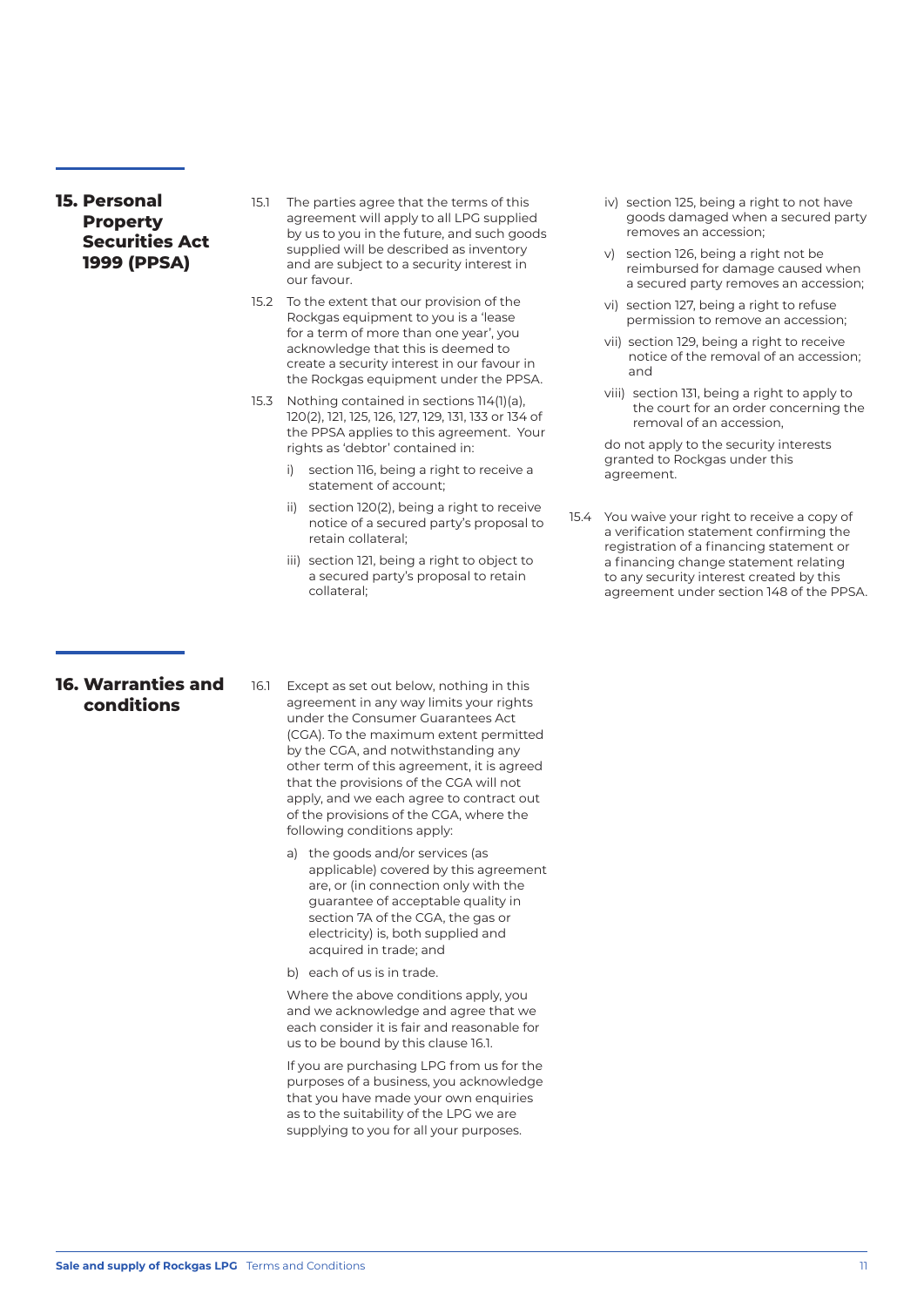## 15. Personal Property Securities Act 1999 (PPSA)

15.1 The parties agree that the terms of this agreement will apply to all LPG supplied by us to you in the future, and such goods supplied will be described as inventory and are subject to a security interest in our favour.

15.2 To the extent that our provision of the Rockgas equipment to you is a 'lease for a term of more than one year', you acknowledge that this is deemed to create a security interest in our favour in the Rockgas equipment under the PPSA.

15.3 Nothing contained in sections 114(1)(a), 120(2), 121, 125, 126, 127, 129, 131, 133 or 134 of the PPSA applies to this agreement. Your rights as 'debtor' contained in:

i) section 116, being a right to receive a statement of account;

ii) section 120(2), being a right to receive notice of a secured party's proposal to retain collateral;

iii) section 121, being a right to object to a secured party's proposal to retain collateral;

iv) section 125, being a right to not have goods damaged when a secured party removes an accession;

v) section 126, being a right not be reimbursed for damage caused when a secured party removes an accession;

vi) section 127, being a right to refuse permission to remove an accession;

vii) section 129, being a right to receive notice of the removal of an accession; and

viii) section 131, being a right to apply to the court for an order concerning the removal of an accession,

do not apply to the security interests granted to Rockgas under this agreement.

15.4 You waive your right to receive a copy of a verification statement confirming the registration of a financing statement or a financing change statement relating to any security interest created by this agreement under section 148 of the PPSA.

## 16. Warranties and conditions

16.1 Except as set out below, nothing in this agreement in any way limits your rights under the Consumer Guarantees Act (CGA). To the maximum extent permitted by the CGA, and notwithstanding any other term of this agreement, it is agreed that the provisions of the CGA will not apply, and we each agree to contract out of the provisions of the CGA, where the following conditions apply:

a) the goods and/or services (as applicable) covered by this agreement are, or (in connection only with the guarantee of acceptable quality in section 7A of the CGA, the gas or electricity) is, both supplied and acquired in trade; and

b) each of us is in trade.

Where the above conditions apply, you and we acknowledge and agree that we each consider it is fair and reasonable for us to be bound by this clause 16.1.

If you are purchasing LPG from us for the purposes of a business, you acknowledge that you have made your own enquiries as to the suitability of the LPG we are supplying to you for all your purposes.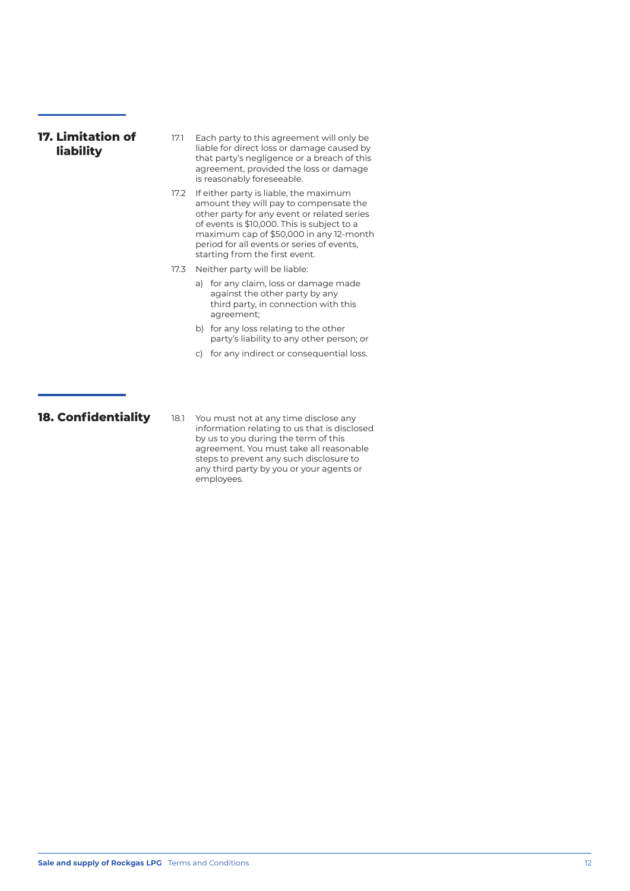## 17. Limitation of liability

17.1 Each party to this agreement will only be liable for direct loss or damage caused by that party's negligence or a breach of this agreement, provided the loss or damage is reasonably foreseeable.

17.2 If either party is liable, the maximum amount they will pay to compensate the other party for any event or related series of events is $10,000. This is subject to a maximum cap of $50,000 in any 12-month period for all events or series of events, starting from the first event.

17.3 Neither party will be liable:

a) for any claim, loss or damage made against the other party by any third party, in connection with this agreement;

b) for any loss relating to the other party's liability to any other person; or

c) for any indirect or consequential loss.

## 18. Confidentiality

18.1 You must not at any time disclose any information relating to us that is disclosed by us to you during the term of this agreement. You must take all reasonable steps to prevent any such disclosure to any third party by you or your agents or employees.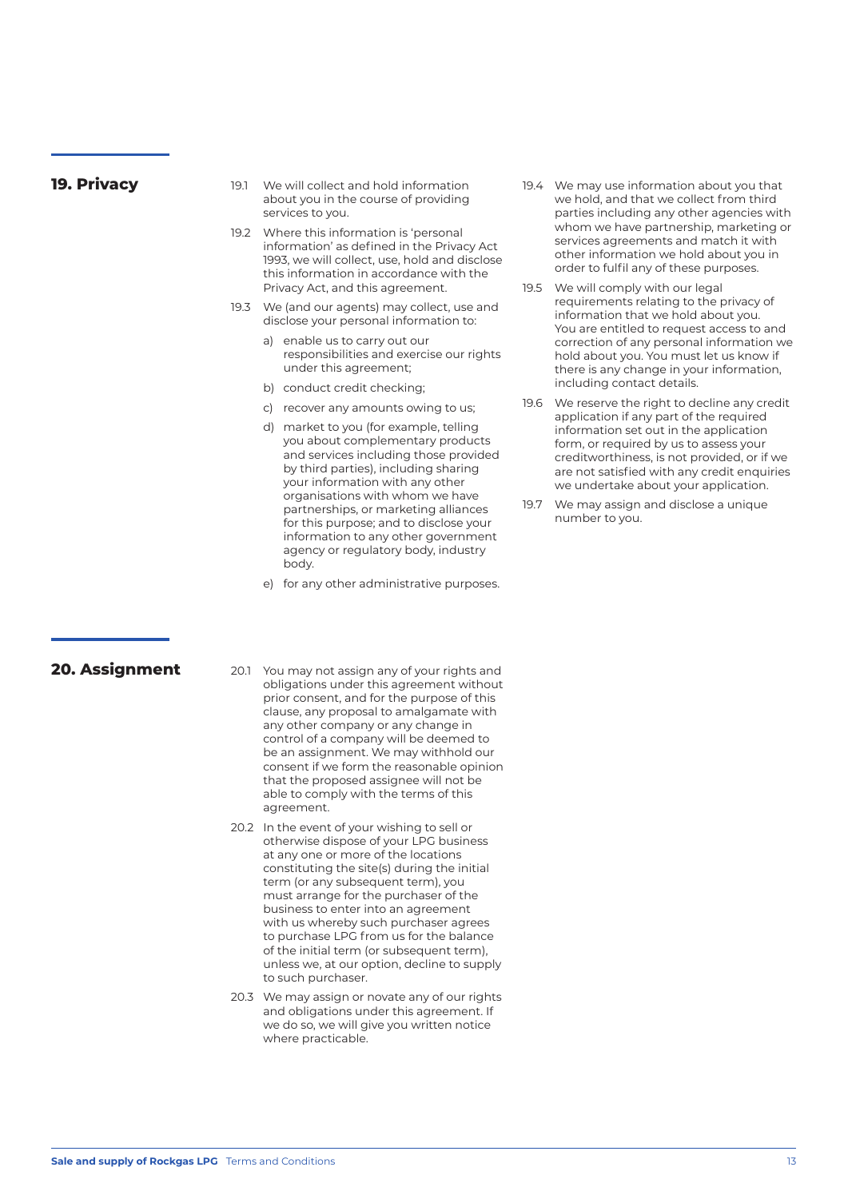## 19. Privacy

19.1 We will collect and hold information about you in the course of providing services to you.

19.2 Where this information is 'personal information' as defined in the Privacy Act 1993, we will collect, use, hold and disclose this information in accordance with the Privacy Act, and this agreement.

19.3 We (and our agents) may collect, use and disclose your personal information to:

a) enable us to carry out our responsibilities and exercise our rights under this agreement;

b) conduct credit checking;

c) recover any amounts owing to us;

d) market to you (for example, telling you about complementary products and services including those provided by third parties), including sharing your information with any other organisations with whom we have partnerships, or marketing alliances for this purpose; and to disclose your information to any other government agency or regulatory body, industry body.

e) for any other administrative purposes.

19.4 We may use information about you that we hold, and that we collect from third parties including any other agencies with whom we have partnership, marketing or services agreements and match it with other information we hold about you in order to fulfil any of these purposes.

19.5 We will comply with our legal requirements relating to the privacy of information that we hold about you. You are entitled to request access to and correction of any personal information we hold about you. You must let us know if there is any change in your information, including contact details.

19.6 We reserve the right to decline any credit application if any part of the required information set out in the application form, or required by us to assess your creditworthiness, is not provided, or if we are not satisfied with any credit enquiries we undertake about your application.

19.7 We may assign and disclose a unique number to you.

## 20. Assignment

20.1 You may not assign any of your rights and obligations under this agreement without prior consent, and for the purpose of this clause, any proposal to amalgamate with any other company or any change in control of a company will be deemed to be an assignment. We may withhold our consent if we form the reasonable opinion that the proposed assignee will not be able to comply with the terms of this agreement.

20.2 In the event of your wishing to sell or otherwise dispose of your LPG business at any one or more of the locations constituting the site(s) during the initial term (or any subsequent term), you must arrange for the purchaser of the business to enter into an agreement with us whereby such purchaser agrees to purchase LPG from us for the balance of the initial term (or subsequent term), unless we, at our option, decline to supply to such purchaser.

20.3 We may assign or novate any of our rights and obligations under this agreement. If we do so, we will give you written notice where practicable.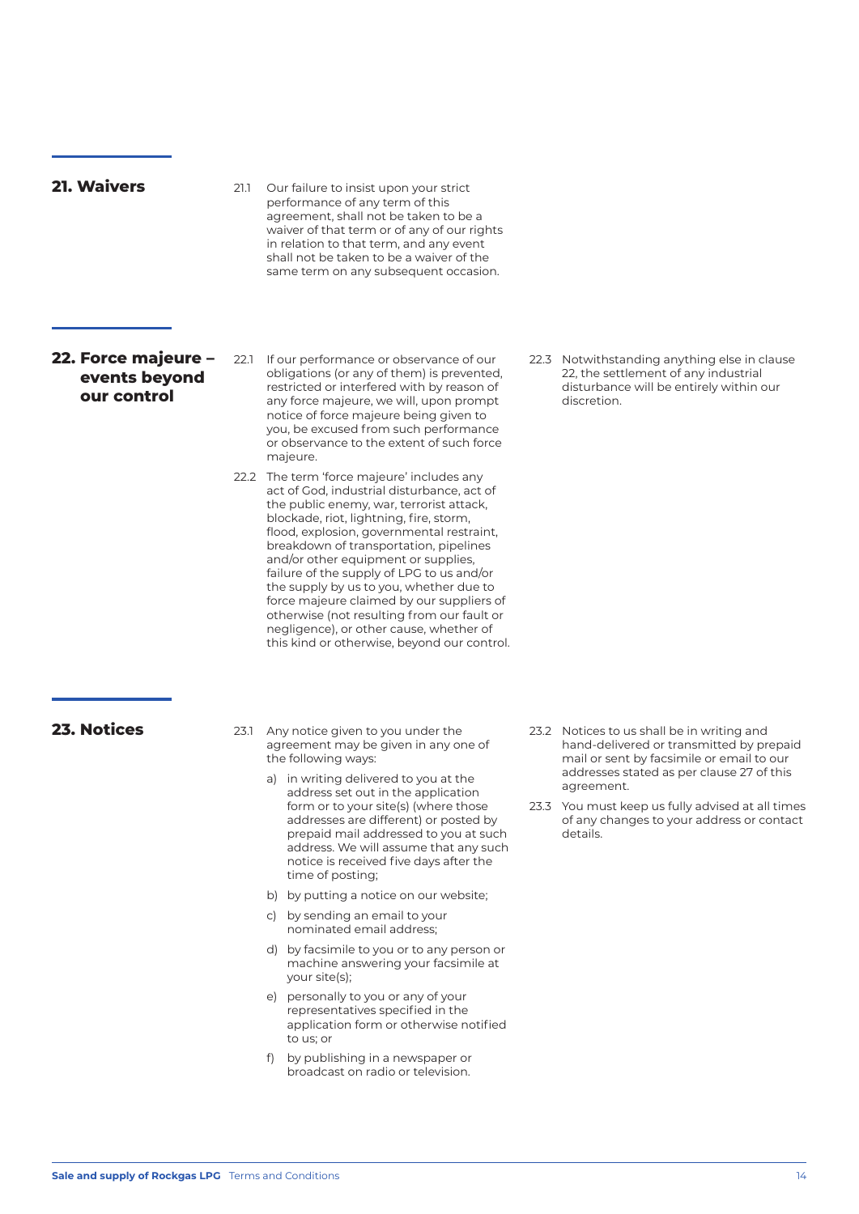## 21. Waivers

21.1 Our failure to insist upon your strict performance of any term of this agreement, shall not be taken to be a waiver of that term or of any of our rights in relation to that term, and any event shall not be taken to be a waiver of the same term on any subsequent occasion.

## 22. Force majeure – events beyond our control

22.1 If our performance or observance of our obligations (or any of them) is prevented, restricted or interfered with by reason of any force majeure, we will, upon prompt notice of force majeure being given to you, be excused from such performance or observance to the extent of such force majeure.

22.2 The term 'force majeure' includes any act of God, industrial disturbance, act of the public enemy, war, terrorist attack, blockade, riot, lightning, fire, storm, flood, explosion, governmental restraint, breakdown of transportation, pipelines and/or other equipment or supplies, failure of the supply of LPG to us and/or the supply by us to you, whether due to force majeure claimed by our suppliers of otherwise (not resulting from our fault or negligence), or other cause, whether of this kind or otherwise, beyond our control.

22.3 Notwithstanding anything else in clause 22, the settlement of any industrial disturbance will be entirely within our discretion.

## 23. Notices

23.1 Any notice given to you under the agreement may be given in any one of the following ways:

a) in writing delivered to you at the address set out in the application form or to your site(s) (where those addresses are different) or posted by prepaid mail addressed to you at such address. We will assume that any such notice is received five days after the time of posting;

b) by putting a notice on our website;

c) by sending an email to your nominated email address;

d) by facsimile to you or to any person or machine answering your facsimile at your site(s);

e) personally to you or any of your representatives specified in the application form or otherwise notified to us; or

f) by publishing in a newspaper or broadcast on radio or television.

23.2 Notices to us shall be in writing and hand-delivered or transmitted by prepaid mail or sent by facsimile or email to our addresses stated as per clause 27 of this agreement.

23.3 You must keep us fully advised at all times of any changes to your address or contact details.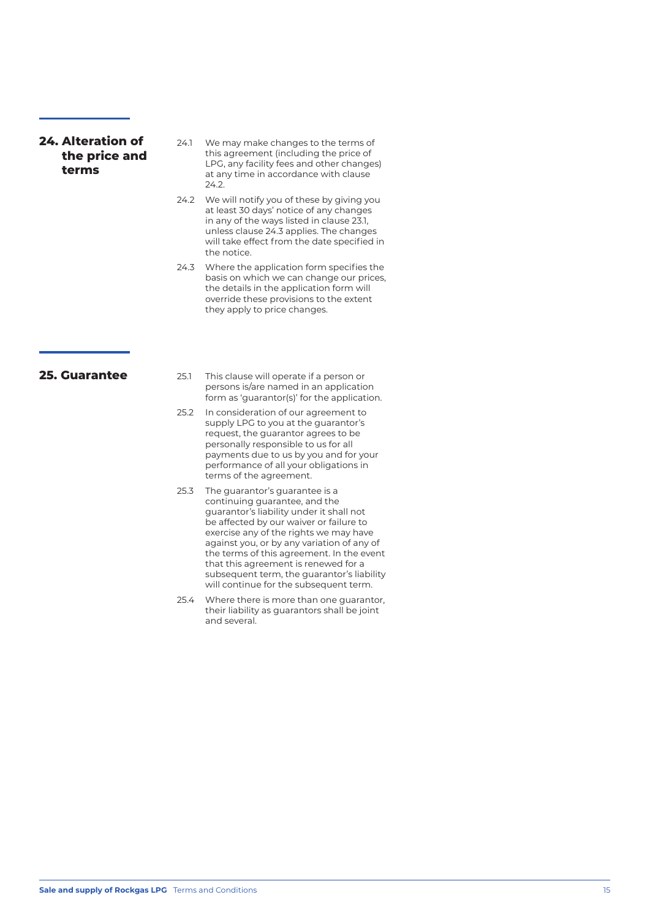## 24. Alteration of the price and terms

24.1 We may make changes to the terms of this agreement (including the price of LPG, any facility fees and other changes) at any time in accordance with clause 24.2.

24.2 We will notify you of these by giving you at least 30 days' notice of any changes in any of the ways listed in clause 23.1, unless clause 24.3 applies. The changes will take effect from the date specified in the notice.

24.3 Where the application form specifies the basis on which we can change our prices, the details in the application form will override these provisions to the extent they apply to price changes.

## 25. Guarantee

25.1 This clause will operate if a person or persons is/are named in an application form as 'guarantor(s)' for the application.

25.2 In consideration of our agreement to supply LPG to you at the guarantor's request, the guarantor agrees to be personally responsible to us for all payments due to us by you and for your performance of all your obligations in terms of the agreement.

25.3 The guarantor's guarantee is a continuing guarantee, and the guarantor's liability under it shall not be affected by our waiver or failure to exercise any of the rights we may have against you, or by any variation of any of the terms of this agreement. In the event that this agreement is renewed for a subsequent term, the guarantor's liability will continue for the subsequent term.

25.4 Where there is more than one guarantor, their liability as guarantors shall be joint and several.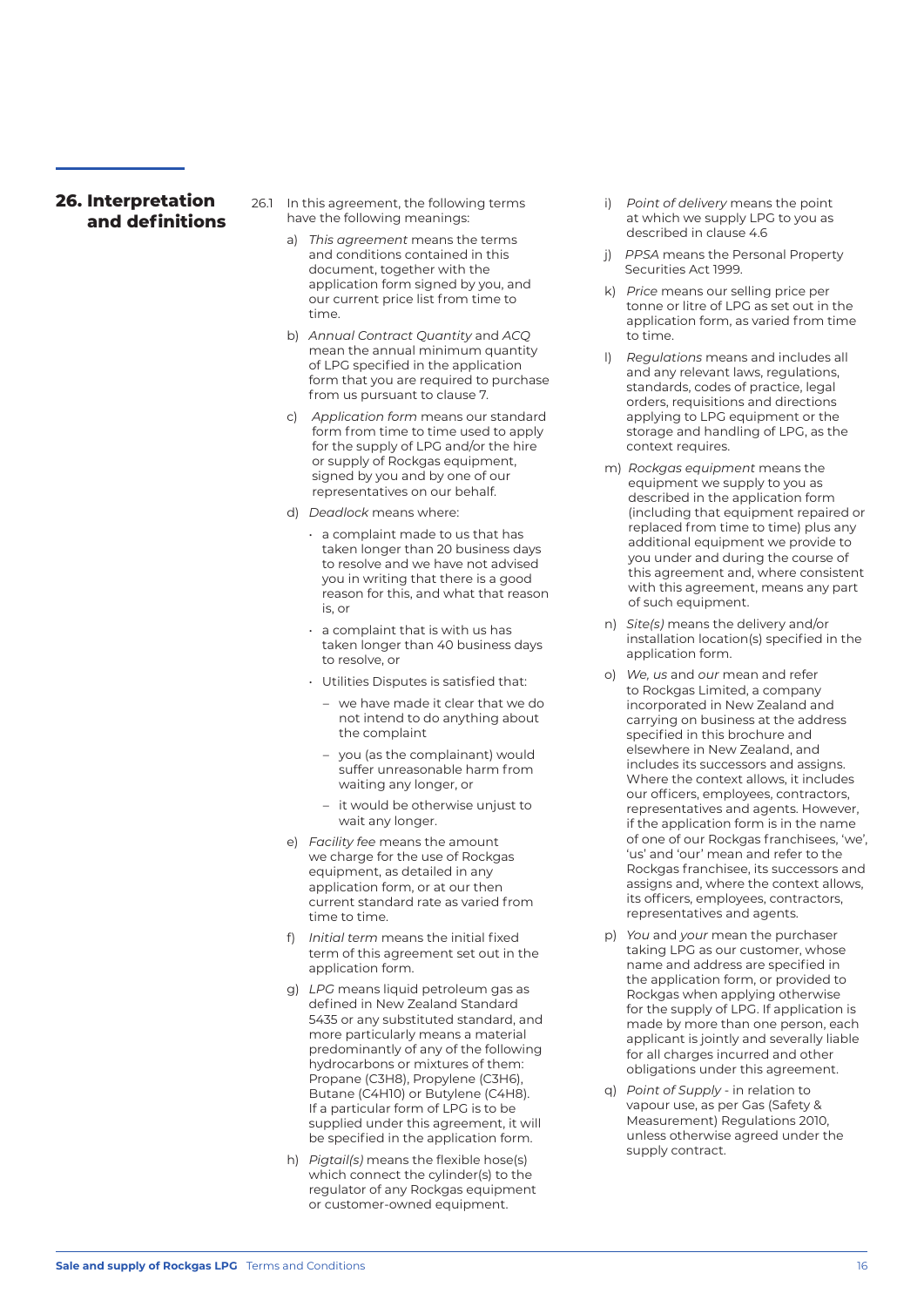## 26. Interpretation and definitions

26.1 In this agreement, the following terms have the following meanings:

a) *This agreement* means the terms and conditions contained in this document, together with the application form signed by you, and our current price list from time to time.

b) *Annual Contract Quantity* and *ACQ* mean the annual minimum quantity of LPG specified in the application form that you are required to purchase from us pursuant to clause 7.

c) *Application form* means our standard form from time to time used to apply for the supply of LPG and/or the hire or supply of Rockgas equipment, signed by you and by one of our representatives on our behalf.

d) *Deadlock* means where:

- a complaint made to us that has taken longer than 20 business days to resolve and we have not advised you in writing that there is a good reason for this, and what that reason is, or
- a complaint that is with us has taken longer than 40 business days to resolve, or
- Utilities Disputes is satisfied that:
  - we have made it clear that we do not intend to do anything about the complaint
  - you (as the complainant) would suffer unreasonable harm from waiting any longer, or
  - it would be otherwise unjust to wait any longer.

e) *Facility fee* means the amount we charge for the use of Rockgas equipment, as detailed in any application form, or at our then current standard rate as varied from time to time.

f) *Initial term* means the initial fixed term of this agreement set out in the application form.

g) *LPG* means liquid petroleum gas as defined in New Zealand Standard 5435 or any substituted standard, and more particularly means a material predominantly of any of the following hydrocarbons or mixtures of them: Propane ($C_3H_8$), Propylene ($C_3H_6$), Butane ($C_4H_{10}$) or Butylene ($C_4H_8$). If a particular form of LPG is to be supplied under this agreement, it will be specified in the application form.

h) *Pigtail(s)* means the flexible hose(s) which connect the cylinder(s) to the regulator of any Rockgas equipment or customer-owned equipment.

i) *Point of delivery* means the point at which we supply LPG to you as described in clause 4.6

j) *PPSA* means the Personal Property Securities Act 1999.

k) *Price* means our selling price per tonne or litre of LPG as set out in the application form, as varied from time to time.

l) *Regulations* means and includes all and any relevant laws, regulations, standards, codes of practice, legal orders, requisitions and directions applying to LPG equipment or the storage and handling of LPG, as the context requires.

m) *Rockgas equipment* means the equipment we supply to you as described in the application form (including that equipment repaired or replaced from time to time) plus any additional equipment we provide to you under and during the course of this agreement and, where consistent with this agreement, means any part of such equipment.

n) *Site(s)* means the delivery and/or installation location(s) specified in the application form.

o) *We, us* and *our* mean and refer to Rockgas Limited, a company incorporated in New Zealand and carrying on business at the address specified in this brochure and elsewhere in New Zealand, and includes its successors and assigns. Where the context allows, it includes our officers, employees, contractors, representatives and agents. However, if the application form is in the name of one of our Rockgas franchisees, 'we', 'us' and 'our' mean and refer to the Rockgas franchisee, its successors and assigns and, where the context allows, its officers, employees, contractors, representatives and agents.

p) *You* and *your* mean the purchaser taking LPG as our customer, whose name and address are specified in the application form, or provided to Rockgas when applying otherwise for the supply of LPG. If application is made by more than one person, each applicant is jointly and severally liable for all charges incurred and other obligations under this agreement.

q) *Point of Supply* - in relation to vapour use, as per Gas (Safety & Measurement) Regulations 2010, unless otherwise agreed under the supply contract.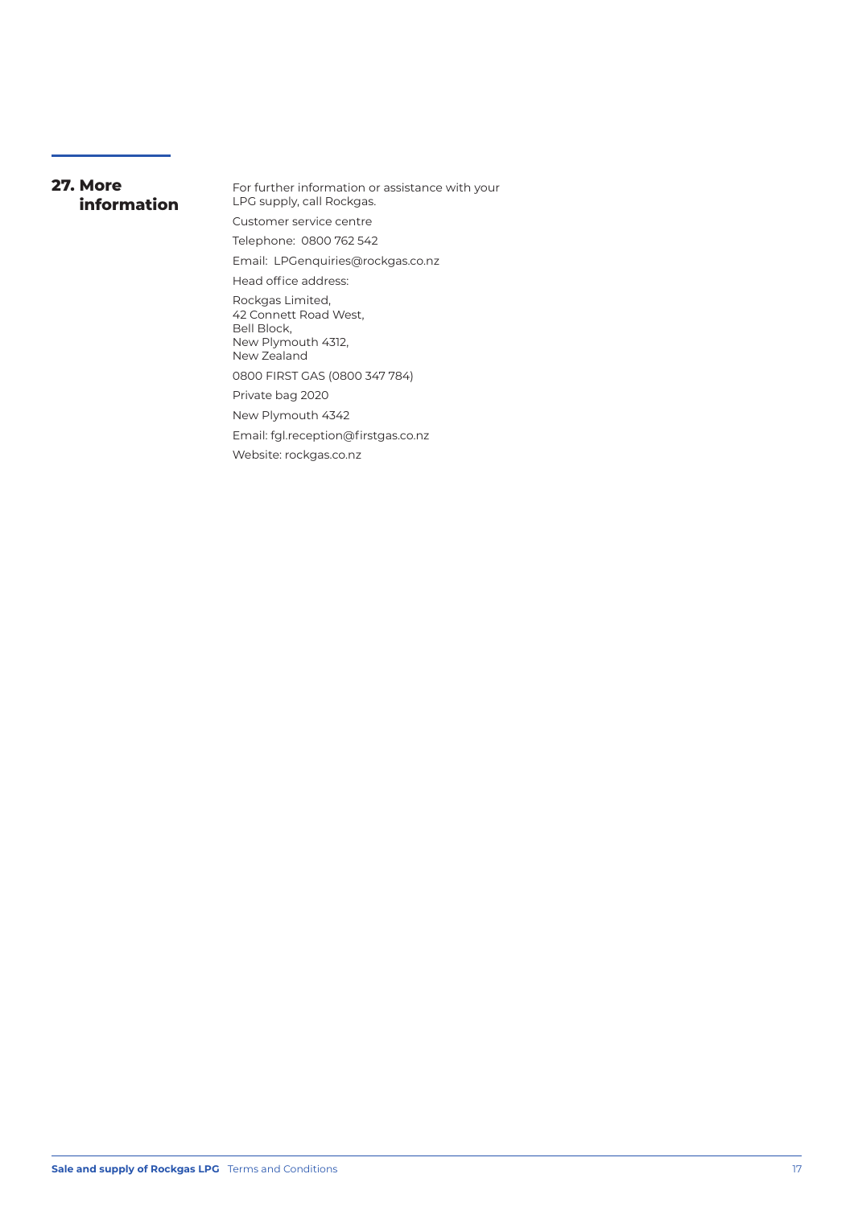## 27. More information

For further information or assistance with your LPG supply, call Rockgas.

Customer service centre

Telephone: 0800 762 542

Email: LPGenquiries@rockgas.co.nz

Head office address:

Rockgas Limited,
42 Connett Road West,
Bell Block,
New Plymouth 4312,
New Zealand

0800 FIRST GAS (0800 347 784)

Private bag 2020

New Plymouth 4342

Email: fgl.reception@firstgas.co.nz

Website: rockgas.co.nz